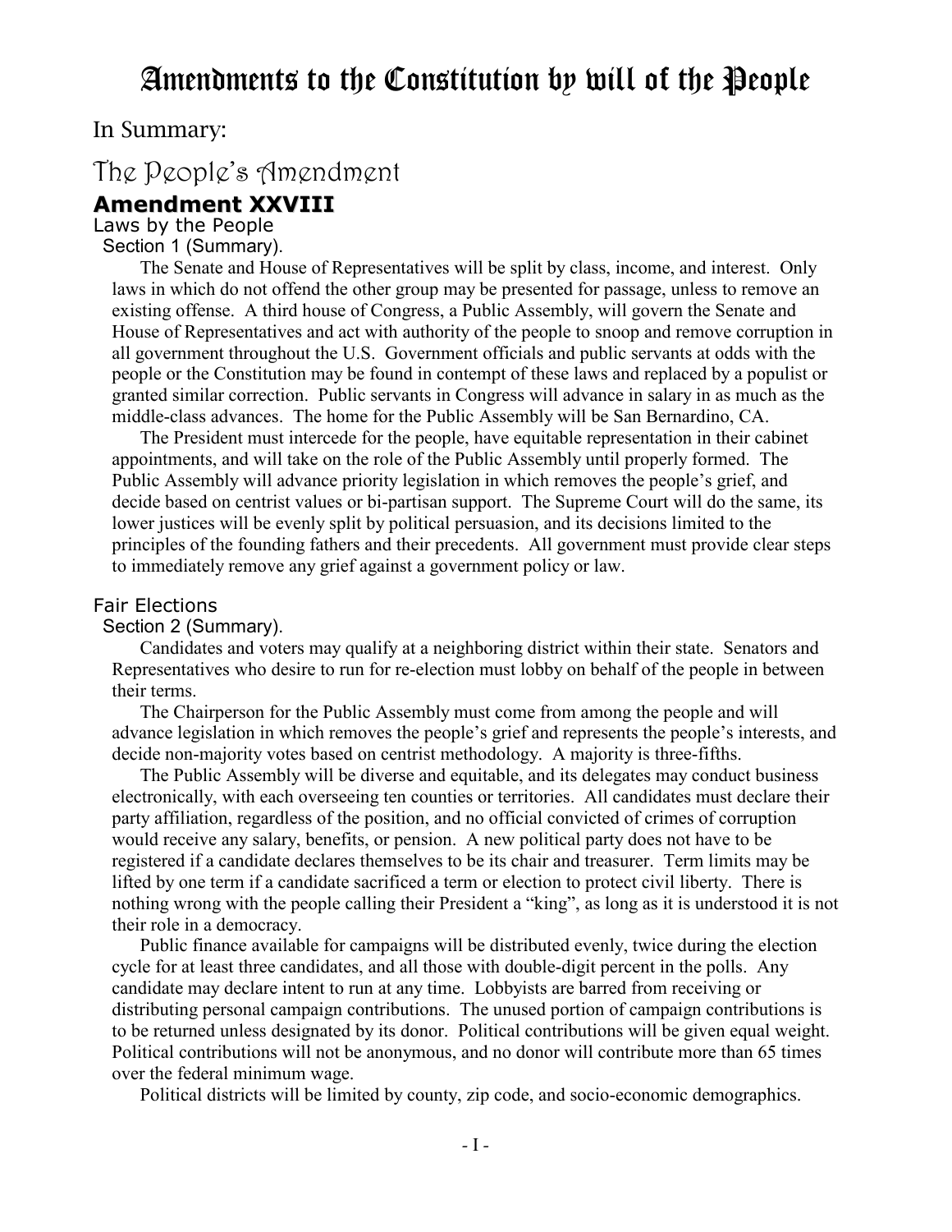# Amendments to the Constitution by will of the People

## In Summary:

## The People's Amendment

### Amendment XXVIII

Laws by the People

Section 1 (Summary).

The Senate and House of Representatives will be split by class, income, and interest. Only laws in which do not offend the other group may be presented for passage, unless to remove an existing offense. A third house of Congress, a Public Assembly, will govern the Senate and House of Representatives and act with authority of the people to snoop and remove corruption in all government throughout the U.S. Government officials and public servants at odds with the people or the Constitution may be found in contempt of these laws and replaced by a populist or granted similar correction. Public servants in Congress will advance in salary in as much as the middle-class advances. The home for the Public Assembly will be San Bernardino, CA.

The President must intercede for the people, have equitable representation in their cabinet appointments, and will take on the role of the Public Assembly until properly formed. The Public Assembly will advance priority legislation in which removes the people's grief, and decide based on centrist values or bi-partisan support. The Supreme Court will do the same, its lower justices will be evenly split by political persuasion, and its decisions limited to the principles of the founding fathers and their precedents. All government must provide clear steps to immediately remove any grief against a government policy or law.

Fair Elections

Section 2 (Summary).

Candidates and voters may qualify at a neighboring district within their state. Senators and Representatives who desire to run for re-election must lobby on behalf of the people in between their terms.

The Chairperson for the Public Assembly must come from among the people and will advance legislation in which removes the people's grief and represents the people's interests, and decide non-majority votes based on centrist methodology. A majority is three-fifths.

The Public Assembly will be diverse and equitable, and its delegates may conduct business electronically, with each overseeing ten counties or territories. All candidates must declare their party affiliation, regardless of the position, and no official convicted of crimes of corruption would receive any salary, benefits, or pension. A new political party does not have to be registered if a candidate declares themselves to be its chair and treasurer. Term limits may be lifted by one term if a candidate sacrificed a term or election to protect civil liberty. There is nothing wrong with the people calling their President a "king", as long as it is understood it is not their role in a democracy.

Public finance available for campaigns will be distributed evenly, twice during the election cycle for at least three candidates, and all those with double-digit percent in the polls. Any candidate may declare intent to run at any time. Lobbyists are barred from receiving or distributing personal campaign contributions. The unused portion of campaign contributions is to be returned unless designated by its donor. Political contributions will be given equal weight. Political contributions will not be anonymous, and no donor will contribute more than 65 times over the federal minimum wage.

Political districts will be limited by county, zip code, and socio-economic demographics.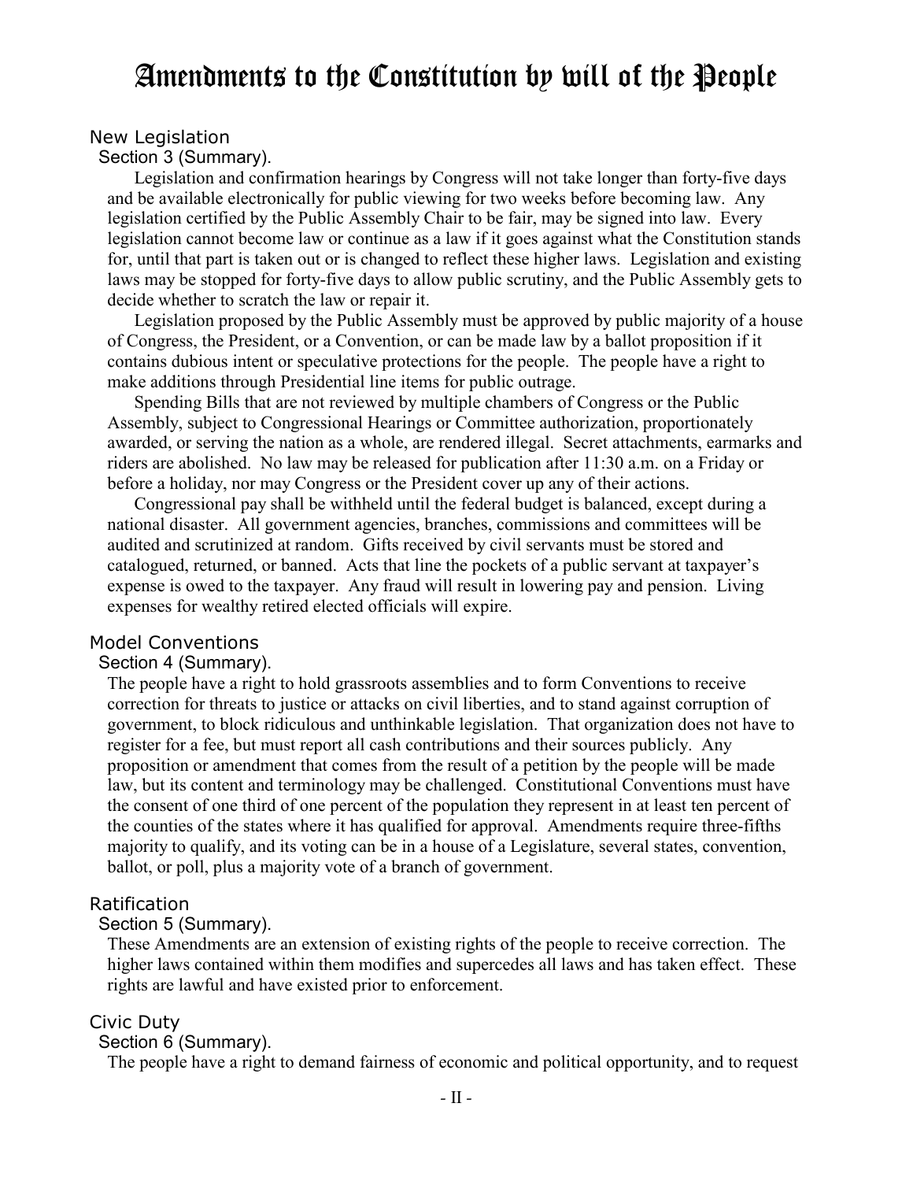# Amendments to the Constitution by will of the People

## New Legislation

### Section 3 (Summary).

Legislation and confirmation hearings by Congress will not take longer than forty-five days and be available electronically for public viewing for two weeks before becoming law. Any legislation certified by the Public Assembly Chair to be fair, may be signed into law. Every legislation cannot become law or continue as a law if it goes against what the Constitution stands for, until that part is taken out or is changed to reflect these higher laws. Legislation and existing laws may be stopped for forty-five days to allow public scrutiny, and the Public Assembly gets to decide whether to scratch the law or repair it.

Legislation proposed by the Public Assembly must be approved by public majority of a house of Congress, the President, or a Convention, or can be made law by a ballot proposition if it contains dubious intent or speculative protections for the people. The people have a right to make additions through Presidential line items for public outrage.

Spending Bills that are not reviewed by multiple chambers of Congress or the Public Assembly, subject to Congressional Hearings or Committee authorization, proportionately awarded, or serving the nation as a whole, are rendered illegal. Secret attachments, earmarks and riders are abolished. No law may be released for publication after 11:30 a.m. on a Friday or before a holiday, nor may Congress or the President cover up any of their actions.

Congressional pay shall be withheld until the federal budget is balanced, except during a national disaster. All government agencies, branches, commissions and committees will be audited and scrutinized at random. Gifts received by civil servants must be stored and catalogued, returned, or banned. Acts that line the pockets of a public servant at taxpayer's expense is owed to the taxpayer. Any fraud will result in lowering pay and pension. Living expenses for wealthy retired elected officials will expire.

## Model Conventions

### Section 4 (Summary).

The people have a right to hold grassroots assemblies and to form Conventions to receive correction for threats to justice or attacks on civil liberties, and to stand against corruption of government, to block ridiculous and unthinkable legislation. That organization does not have to register for a fee, but must report all cash contributions and their sources publicly. Any proposition or amendment that comes from the result of a petition by the people will be made law, but its content and terminology may be challenged. Constitutional Conventions must have the consent of one third of one percent of the population they represent in at least ten percent of the counties of the states where it has qualified for approval. Amendments require three-fifths majority to qualify, and its voting can be in a house of a Legislature, several states, convention, ballot, or poll, plus a majority vote of a branch of government.

## Ratification

### Section 5 (Summary).

These Amendments are an extension of existing rights of the people to receive correction. The higher laws contained within them modifies and supercedes all laws and has taken effect. These rights are lawful and have existed prior to enforcement.

## Civic Duty

### Section 6 (Summary).

The people have a right to demand fairness of economic and political opportunity, and to request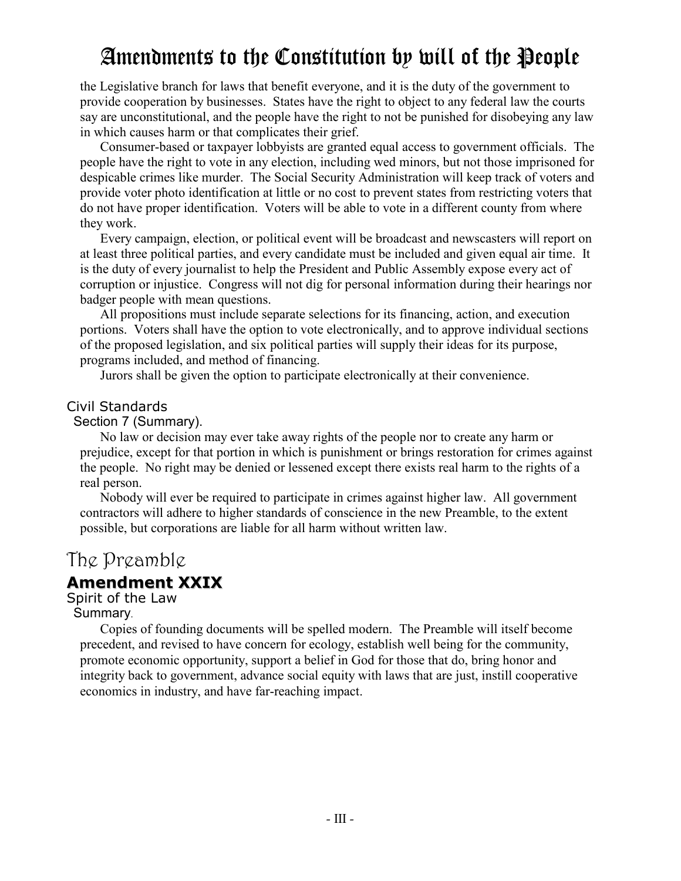the Legislative branch for laws that benefit everyone, and it is the duty of the government to provide cooperation by businesses. States have the right to object to any federal law the courts say are unconstitutional, and the people have the right to not be punished for disobeying any law in which causes harm or that complicates their grief.

Consumer-based or taxpayer lobbyists are granted equal access to government officials. The people have the right to vote in any election, including wed minors, but not those imprisoned for despicable crimes like murder. The Social Security Administration will keep track of voters and provide voter photo identification at little or no cost to prevent states from restricting voters that do not have proper identification. Voters will be able to vote in a different county from where they work.

Every campaign, election, or political event will be broadcast and newscasters will report on at least three political parties, and every candidate must be included and given equal air time. It is the duty of every journalist to help the President and Public Assembly expose every act of corruption or injustice. Congress will not dig for personal information during their hearings nor badger people with mean questions.

All propositions must include separate selections for its financing, action, and execution portions. Voters shall have the option to vote electronically, and to approve individual sections of the proposed legislation, and six political parties will supply their ideas for its purpose, programs included, and method of financing.

Jurors shall be given the option to participate electronically at their convenience.

### Civil Standards

Section 7 (Summary).

No law or decision may ever take away rights of the people nor to create any harm or prejudice, except for that portion in which is punishment or brings restoration for crimes against the people. No right may be denied or lessened except there exists real harm to the rights of a real person.

Nobody will ever be required to participate in crimes against higher law. All government contractors will adhere to higher standards of conscience in the new Preamble, to the extent possible, but corporations are liable for all harm without written law.

# The Preamble

## **Amendment XXIX**

### Spirit of the Law

Summary.

Copies of founding documents will be spelled modern. The Preamble will itself become precedent, and revised to have concern for ecology, establish well being for the community, promote economic opportunity, support a belief in God for those that do, bring honor and integrity back to government, advance social equity with laws that are just, instill cooperative economics in industry, and have far-reaching impact.